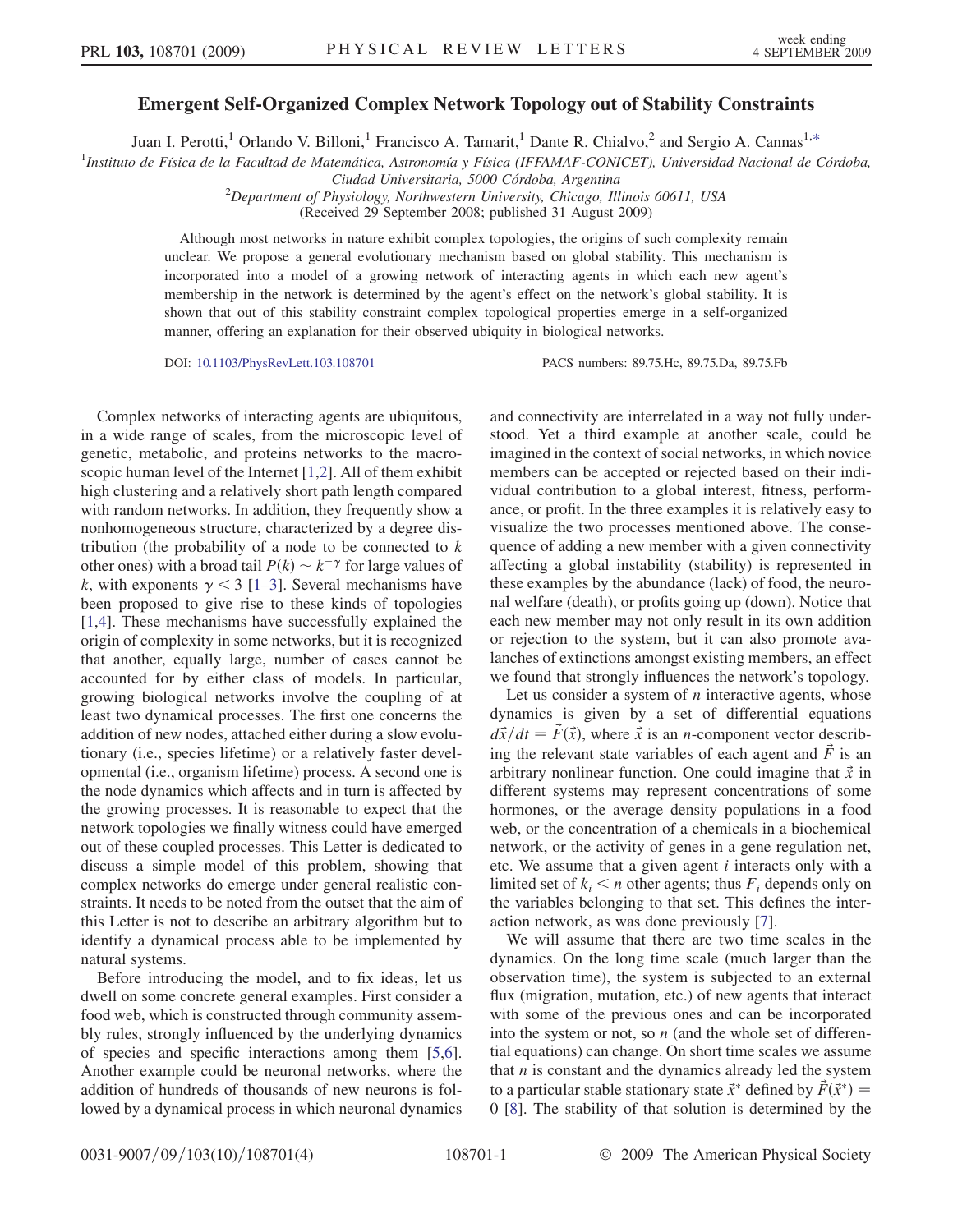# Emergent Self-Organized Complex Network Topology out of Stability Constraints

Juan I. Perotti,[1] Orlando V. Billoni,[1] Francisco A. Tamarit,[1] Dante R. Chialvo,[2] and Sergio A. Cannas[1,*]

[1]Instituto de Física de la Facultad de Matemática, Astronomía y Física (IFFAMAF-CONICET), Universidad Nacional de Córdoba, Ciudad Universitaria, 5000 Córdoba, Argentina

[2]Department of Physiology, Northwestern University, Chicago, Illinois 60611, USA

(Received 29 September 2008; published 31 August 2009)

Although most networks in nature exhibit complex topologies, the origins of such complexity remain unclear. We propose a general evolutionary mechanism based on global stability. This mechanism is incorporated into a model of a growing network of interacting agents in which each new agent's membership in the network is determined by the agent's effect on the network's global stability. It is shown that out of this stability constraint complex topological properties emerge in a self-organized manner, offering an explanation for their observed ubiquity in biological networks.

DOI: 10.1103/PhysRevLett.103.108701 PACS numbers: 89.75.Hc, 89.75.Da, 89.75.Fb

Complex networks of interacting agents are ubiquitous, in a wide range of scales, from the microscopic level of genetic, metabolic, and proteins networks to the macroscopic human level of the Internet [1,2]. All of them exhibit high clustering and a relatively short path length compared with random networks. In addition, they frequently show a nonhomogeneous structure, characterized by a degree distribution (the probability of a node to be connected to $k$ other ones) with a broad tail $P(k) \sim k^{-\gamma}$ for large values of $k$, with exponents $\gamma < 3$ [1–3]. Several mechanisms have been proposed to give rise to these kinds of topologies [1,4]. These mechanisms have successfully explained the origin of complexity in some networks, but it is recognized that another, equally large, number of cases cannot be accounted for by either class of models. In particular, growing biological networks involve the coupling of at least two dynamical processes. The first one concerns the addition of new nodes, attached either during a slow evolutionary (i.e., species lifetime) or a relatively faster developmental (i.e., organism lifetime) process. A second one is the node dynamics which affects and in turn is affected by the growing processes. It is reasonable to expect that the network topologies we finally witness could have emerged out of these coupled processes. This Letter is dedicated to discuss a simple model of this problem, showing that complex networks do emerge under general realistic constraints. It needs to be noted from the outset that the aim of this Letter is not to describe an arbitrary algorithm but to identify a dynamical process able to be implemented by natural systems.

Before introducing the model, and to fix ideas, let us dwell on some concrete general examples. First consider a food web, which is constructed through community assembly rules, strongly influenced by the underlying dynamics of species and specific interactions among them [5,6]. Another example could be neuronal networks, where the addition of hundreds of thousands of new neurons is followed by a dynamical process in which neuronal dynamics and connectivity are interrelated in a way not fully understood. Yet a third example at another scale, could be imagined in the context of social networks, in which novice members can be accepted or rejected based on their individual contribution to a global interest, fitness, performance, or profit. In the three examples it is relatively easy to visualize the two processes mentioned above. The consequence of adding a new member with a given connectivity affecting a global instability (stability) is represented in these examples by the abundance (lack) of food, the neuronal welfare (death), or profits going up (down). Notice that each new member may not only result in its own addition or rejection to the system, but it can also promote avalanches of extinctions amongst existing members, an effect we found that strongly influences the network's topology.

Let us consider a system of $n$ interactive agents, whose dynamics is given by a set of differential equations $d\vec{x}/dt = \vec{F}(\vec{x})$, where $\vec{x}$ is an $n$-component vector describing the relevant state variables of each agent and $\vec{F}$ is an arbitrary nonlinear function. One could imagine that $\vec{x}$ in different systems may represent concentrations of some hormones, or the average density populations in a food web, or the concentration of a chemicals in a biochemical network, or the activity of genes in a gene regulation net, etc. We assume that a given agent $i$ interacts only with a limited set of $k_i < n$ other agents; thus $F_i$ depends only on the variables belonging to that set. This defines the interaction network, as was done previously [7].

We will assume that there are two time scales in the dynamics. On the long time scale (much larger than the observation time), the system is subjected to an external flux (migration, mutation, etc.) of new agents that interact with some of the previous ones and can be incorporated into the system or not, so $n$ (and the whole set of differential equations) can change. On short time scales we assume that $n$ is constant and the dynamics already led the system to a particular stable stationary state $\vec{x}^*$ defined by $\vec{F}(\vec{x}^*) = 0$ [8]. The stability of that solution is determined by the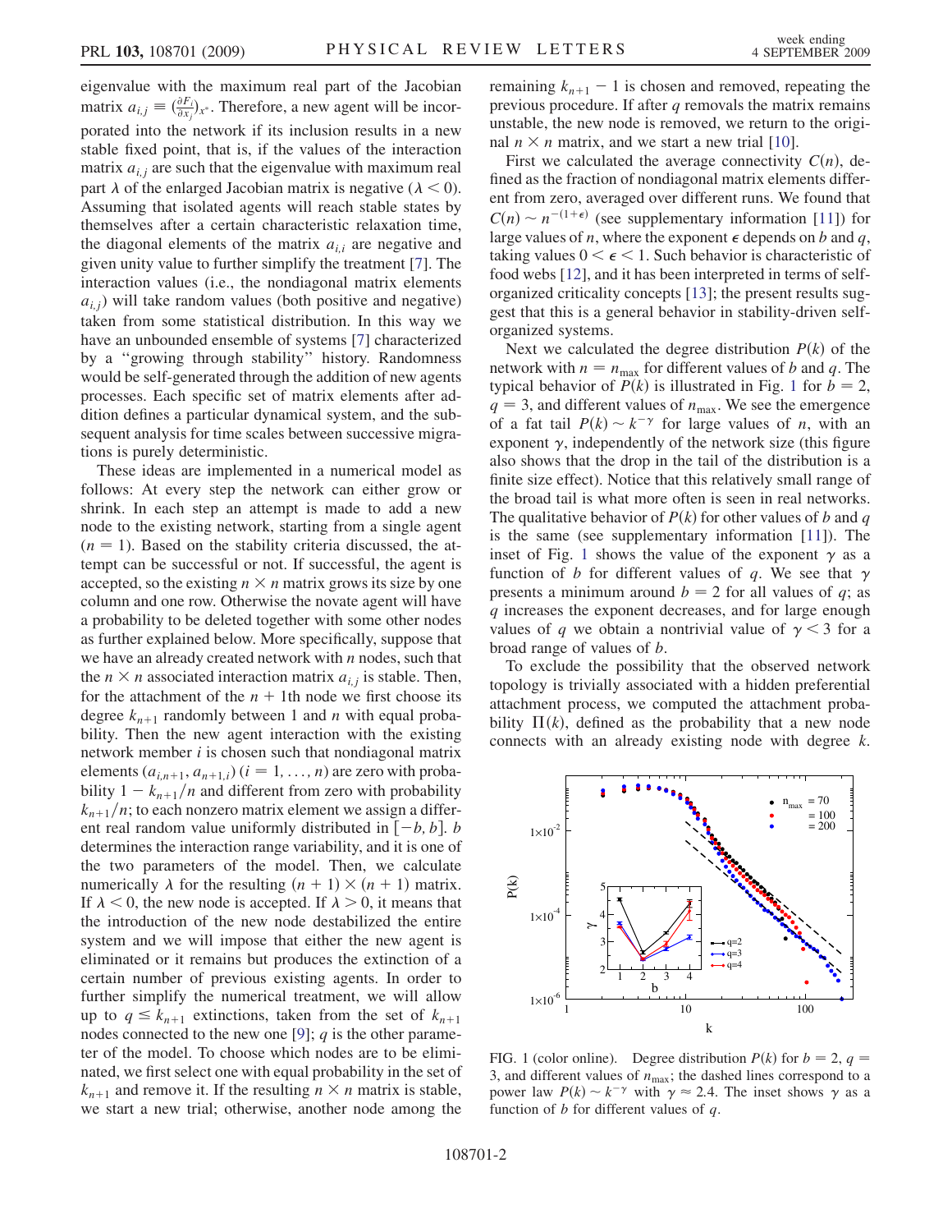eigenvalue with the maximum real part of the Jacobian matrix $a_{i,j} \equiv (\frac{\partial F_i}{\partial x_j})_{x^*}$. Therefore, a new agent will be incorporated into the network if its inclusion results in a new stable fixed point, that is, if the values of the interaction matrix $a_{i,j}$ are such that the eigenvalue with maximum real part $\lambda$ of the enlarged Jacobian matrix is negative ($\lambda < 0$). Assuming that isolated agents will reach stable states by themselves after a certain characteristic relaxation time, the diagonal elements of the matrix $a_{i,i}$ are negative and given unity value to further simplify the treatment [7]. The interaction values (i.e., the nondiagonal matrix elements $a_{i,j}$) will take random values (both positive and negative) taken from some statistical distribution. In this way we have an unbounded ensemble of systems [7] characterized by a "growing through stability" history. Randomness would be self-generated through the addition of new agents processes. Each specific set of matrix elements after addition defines a particular dynamical system, and the subsequent analysis for time scales between successive migrations is purely deterministic.

These ideas are implemented in a numerical model as follows: At every step the network can either grow or shrink. In each step an attempt is made to add a new node to the existing network, starting from a single agent ($n = 1$). Based on the stability criteria discussed, the attempt can be successful or not. If successful, the agent is accepted, so the existing $n \times n$ matrix grows its size by one column and one row. Otherwise the novate agent will have a probability to be deleted together with some other nodes as further explained below. More specifically, suppose that we have an already created network with $n$ nodes, such that the $n \times n$ associated interaction matrix $a_{i,j}$ is stable. Then, for the attachment of the $n + 1$th node we first choose its degree $k_{n+1}$ randomly between 1 and $n$ with equal probability. Then the new agent interaction with the existing network member $i$ is chosen such that nondiagonal matrix elements $(a_{i,n+1}, a_{n+1,i})$ $(i = 1, \ldots, n)$ are zero with probability $1 - k_{n+1}/n$ and different from zero with probability $k_{n+1}/n$; to each nonzero matrix element we assign a different real random value uniformly distributed in $[-b, b]$. $b$ determines the interaction range variability, and it is one of the two parameters of the model. Then, we calculate numerically $\lambda$ for the resulting $(n + 1) \times (n + 1)$ matrix. If $\lambda < 0$, the new node is accepted. If $\lambda > 0$, it means that the introduction of the new node destabilized the entire system and we will impose that either the new agent is eliminated or it remains but produces the extinction of a certain number of previous existing agents. In order to further simplify the numerical treatment, we will allow up to $q \leq k_{n+1}$ extinctions, taken from the set of $k_{n+1}$ nodes connected to the new one [9]; $q$ is the other parameter of the model. To choose which nodes are to be eliminated, we first select one with equal probability in the set of $k_{n+1}$ and remove it. If the resulting $n \times n$ matrix is stable, we start a new trial; otherwise, another node among the remaining $k_{n+1} - 1$ is chosen and removed, repeating the previous procedure. If after $q$ removals the matrix remains unstable, the new node is removed, we return to the original $n \times n$ matrix, and we start a new trial [10].

First we calculated the average connectivity $C(n)$, defined as the fraction of nondiagonal matrix elements different from zero, averaged over different runs. We found that $C(n) \sim n^{-(1+\epsilon)}$ (see supplementary information [11]) for large values of $n$, where the exponent $\epsilon$ depends on $b$ and $q$, taking values $0 < \epsilon < 1$. Such behavior is characteristic of food webs [12], and it has been interpreted in terms of self-organized criticality concepts [13]; the present results suggest that this is a general behavior in stability-driven self-organized systems.

Next we calculated the degree distribution $P(k)$ of the network with $n = n_{max}$ for different values of $b$ and $q$. The typical behavior of $P(k)$ is illustrated in Fig. 1 for $b = 2$, $q = 3$, and different values of $n_{max}$. We see the emergence of a fat tail $P(k) \sim k^{-\gamma}$ for large values of $n$, with an exponent $\gamma$, independently of the network size (this figure also shows that the drop in the tail of the distribution is a finite size effect). Notice that this relatively small range of the broad tail is what more often is seen in real networks. The qualitative behavior of $P(k)$ for other values of $b$ and $q$ is the same (see supplementary information [11]). The inset of Fig. 1 shows the value of the exponent $\gamma$ as a function of $b$ for different values of $q$. We see that $\gamma$ presents a minimum around $b = 2$ for all values of $q$; as $q$ increases the exponent decreases, and for large enough values of $q$ we obtain a nontrivial value of $\gamma < 3$ for a broad range of values of $b$.

To exclude the possibility that the observed network topology is trivially associated with a hidden preferential attachment process, we computed the attachment probability $\Pi(k)$, defined as the probability that a new node connects with an already existing node with degree $k$.

FIG. 1 (color online). Degree distribution $P(k)$ for $b = 2$, $q = 3$, and different values of $n_{max}$; the dashed lines correspond to a power law $P(k) \sim k^{-\gamma}$ with $\gamma \approx 2.4$. The inset shows $\gamma$ as a function of $b$ for different values of $q$.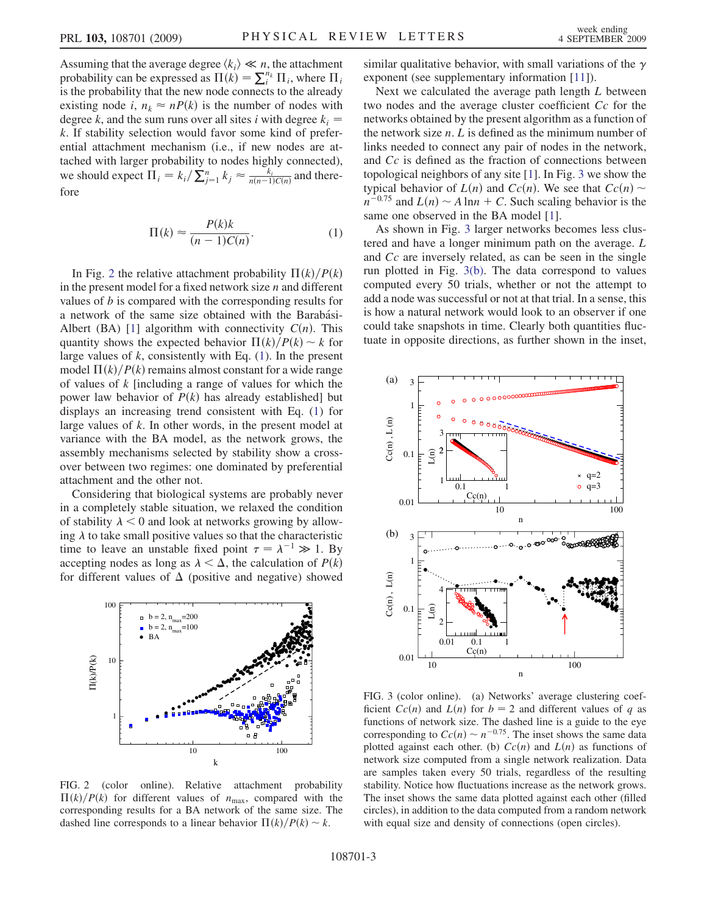Assuming that the average degree $\langle k_i \rangle \ll n$, the attachment probability can be expressed as $\Pi(k) = \sum_i^{n_k} \Pi_i$, where $\Pi_i$ is the probability that the new node connects to the already existing node $i$, $n_k \approx nP(k)$ is the number of nodes with degree $k$, and the sum runs over all sites $i$ with degree $k_i = k$. If stability selection would favor some kind of preferential attachment mechanism (i.e., if new nodes are attached with larger probability to nodes highly connected), we should expect $\Pi_i = k_i / \sum_{j=1}^{n} k_j \approx \frac{k_i}{n(n-1)C(n)}$ and therefore

$$\Pi(k) \approx \frac{P(k)k}{(n-1)C(n)}. \quad (1)$$

In Fig. 2 the relative attachment probability $\Pi(k)/P(k)$ in the present model for a fixed network size $n$ and different values of $b$ is compared with the corresponding results for a network of the same size obtained with the Barabási-Albert (BA) [1] algorithm with connectivity $C(n)$. This quantity shows the expected behavior $\Pi(k)/P(k) \sim k$ for large values of $k$, consistently with Eq. (1). In the present model $\Pi(k)/P(k)$ remains almost constant for a wide range of values of $k$ [including a range of values for which the power law behavior of $P(k)$ has already established] but displays an increasing trend consistent with Eq. (1) for large values of $k$. In other words, in the present model at variance with the BA model, as the network grows, the assembly mechanisms selected by stability show a crossover between two regimes: one dominated by preferential attachment and the other not.

Considering that biological systems are probably never in a completely stable situation, we relaxed the condition of stability $\lambda < 0$ and look at networks growing by allowing $\lambda$ to take small positive values so that the characteristic time to leave an unstable fixed point $\tau = \lambda^{-1} \gg 1$. By accepting nodes as long as $\lambda < \Delta$, the calculation of $P(k)$ for different values of $\Delta$ (positive and negative) showed similar qualitative behavior, with small variations of the $\gamma$ exponent (see supplementary information [11]).

FIG. 2 (color online). Relative attachment probability $\Pi(k)/P(k)$ for different values of $n_{max}$, compared with the corresponding results for a BA network of the same size. The dashed line corresponds to a linear behavior $\Pi(k)/P(k) \sim k$.

Next we calculated the average path length $L$ between two nodes and the average cluster coefficient $Cc$ for the networks obtained by the present algorithm as a function of the network size $n$. $L$ is defined as the minimum number of links needed to connect any pair of nodes in the network, and $Cc$ is defined as the fraction of connections between topological neighbors of any site [1]. In Fig. 3 we show the typical behavior of $L(n)$ and $Cc(n)$. We see that $Cc(n) \sim n^{-0.75}$ and $L(n) \sim A \ln n + C$. Such scaling behavior is the same one observed in the BA model [1].

As shown in Fig. 3 larger networks becomes less clustered and have a longer minimum path on the average. $L$ and $Cc$ are inversely related, as can be seen in the single run plotted in Fig. 3(b). The data correspond to values computed every 50 trials, whether or not the attempt to add a node was successful or not at that trial. In a sense, this is how a natural network would look to an observer if one could take snapshots in time. Clearly both quantities fluctuate in opposite directions, as further shown in the inset,

FIG. 3 (color online). (a) Networks' average clustering coefficient $Cc(n)$ and $L(n)$ for $b = 2$ and different values of $q$ as functions of network size. The dashed line is a guide to the eye corresponding to $Cc(n) \sim n^{-0.75}$. The inset shows the same data plotted against each other. (b) $Cc(n)$ and $L(n)$ as functions of network size computed from a single network realization. Data are samples taken every 50 trials, regardless of the resulting stability. Notice how fluctuations increase as the network grows. The inset shows the same data plotted against each other (filled circles), in addition to the data computed from a random network with equal size and density of connections (open circles).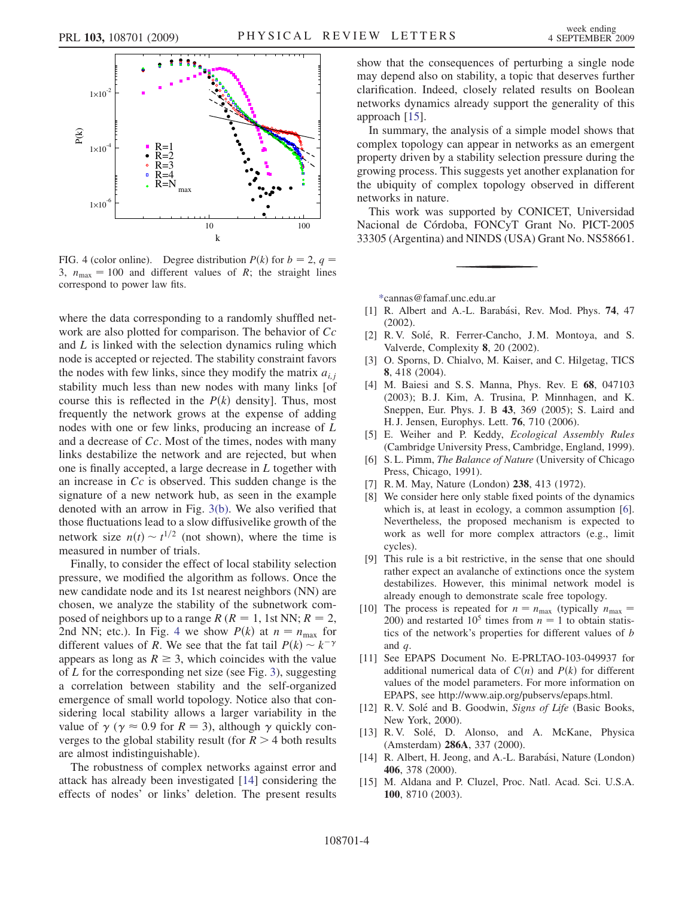P(k)

$1\times10^{-2}$

$1\times10^{-4}$

$1\times10^{-6}$

R=1
R=2
R=3
R=4
R=N max

10

100

k

FIG. 4 (color online). Degree distribution $P(k)$ for $b = 2$, $q = 3$, $n_{\max} = 100$ and different values of $R$; the straight lines correspond to power law fits.

where the data corresponding to a randomly shuffled network are also plotted for comparison. The behavior of $Cc$ and $L$ is linked with the selection dynamics ruling which node is accepted or rejected. The stability constraint favors the nodes with few links, since they modify the matrix $a_{i,j}$ stability much less than new nodes with many links [of course this is reflected in the $P(k)$ density]. Thus, most frequently the network grows at the expense of adding nodes with one or few links, producing an increase of $L$ and a decrease of $Cc$. Most of the times, nodes with many links destabilize the network and are rejected, but when one is finally accepted, a large decrease in $L$ together with an increase in $Cc$ is observed. This sudden change is the signature of a new network hub, as seen in the example denoted with an arrow in Fig. 3(b). We also verified that those fluctuations lead to a slow diffusivelike growth of the network size $n(t) \sim t^{1/2}$ (not shown), where the time is measured in number of trials.

Finally, to consider the effect of local stability selection pressure, we modified the algorithm as follows. Once the new candidate node and its 1st nearest neighbors (NN) are chosen, we analyze the stability of the subnetwork composed of neighbors up to a range $R$ ($R = 1$, 1st NN; $R = 2$, 2nd NN; etc.). In Fig. 4 we show $P(k)$ at $n = n_{\max}$ for different values of $R$. We see that the fat tail $P(k) \sim k^{-\gamma}$ appears as long as $R \geq 3$, which coincides with the value of $L$ for the corresponding net size (see Fig. 3), suggesting a correlation between stability and the self-organized emergence of small world topology. Notice also that considering local stability allows a larger variability in the value of $\gamma$ ($\gamma \approx 0.9$ for $R = 3$), although $\gamma$ quickly converges to the global stability result (for $R > 4$ both results are almost indistinguishable).

The robustness of complex networks against error and attack has already been investigated [14] considering the effects of nodes' or links' deletion. The present results show that the consequences of perturbing a single node may depend also on stability, a topic that deserves further clarification. Indeed, closely related results on Boolean networks dynamics already support the generality of this approach [15].

In summary, the analysis of a simple model shows that complex topology can appear in networks as an emergent property driven by a stability selection pressure during the growing process. This suggests yet another explanation for the ubiquity of complex topology observed in different networks in nature.

This work was supported by CONICET, Universidad Nacional de Córdoba, FONCyT Grant No. PICT-2005 33305 (Argentina) and NINDS (USA) Grant No. NS58661.

---

*cannas@famaf.unc.edu.ar

[1] R. Albert and A.-L. Barabási, Rev. Mod. Phys. **74**, 47 (2002).

[2] R. V. Solé, R. Ferrer-Cancho, J. M. Montoya, and S. Valverde, Complexity **8**, 20 (2002).

[3] O. Sporns, D. Chialvo, M. Kaiser, and C. Hilgetag, TICS **8**, 418 (2004).

[4] M. Baiesi and S. S. Manna, Phys. Rev. E **68**, 047103 (2003); B. J. Kim, A. Trusina, P. Minnhagen, and K. Sneppen, Eur. Phys. J. B **43**, 369 (2005); S. Laird and H. J. Jensen, Europhys. Lett. **76**, 710 (2006).

[5] E. Weiher and P. Keddy, *Ecological Assembly Rules* (Cambridge University Press, Cambridge, England, 1999).

[6] S. L. Pimm, *The Balance of Nature* (University of Chicago Press, Chicago, 1991).

[7] R. M. May, Nature (London) **238**, 413 (1972).

[8] We consider here only stable fixed points of the dynamics which is, at least in ecology, a common assumption [6]. Nevertheless, the proposed mechanism is expected to work as well for more complex attractors (e.g., limit cycles).

[9] This rule is a bit restrictive, in the sense that one should rather expect an avalanche of extinctions once the system destabilizes. However, this minimal network model is already enough to demonstrate scale free topology.

[10] The process is repeated for $n = n_{\max}$ (typically $n_{\max} = 200$) and restarted $10^5$ times from $n = 1$ to obtain statistics of the network's properties for different values of $b$ and $q$.

[11] See EPAPS Document No. E-PRLTAO-103-049937 for additional numerical data of $C(n)$ and $P(k)$ for different values of the model parameters. For more information on EPAPS, see http://www.aip.org/pubservs/epaps.html.

[12] R. V. Solé and B. Goodwin, *Signs of Life* (Basic Books, New York, 2000).

[13] R. V. Solé, D. Alonso, and A. McKane, Physica (Amsterdam) **286A**, 337 (2000).

[14] R. Albert, H. Jeong, and A.-L. Barabási, Nature (London) **406**, 378 (2000).

[15] M. Aldana and P. Cluzel, Proc. Natl. Acad. Sci. U.S.A. **100**, 8710 (2003).